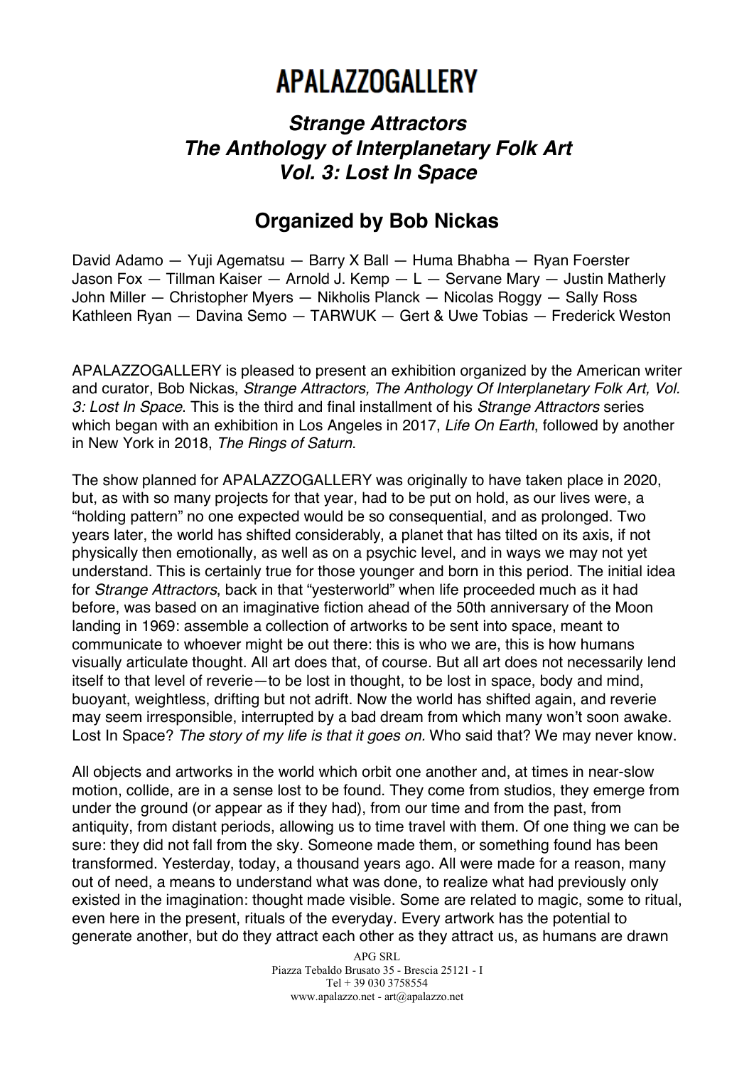# APALAZZOGALLERY

## *Strange Attractors*
## *The Anthology of Interplanetary Folk Art*
## *Vol. 3: Lost In Space*

## Organized by Bob Nickas

David Adamo — Yuji Agematsu — Barry X Ball — Huma Bhabha — Ryan Foerster
Jason Fox — Tillman Kaiser — Arnold J. Kemp — L — Servane Mary — Justin Matherly
John Miller — Christopher Myers — Nikholis Planck — Nicolas Roggy — Sally Ross
Kathleen Ryan — Davina Semo — TARWUK — Gert & Uwe Tobias — Frederick Weston

APALAZZOGALLERY is pleased to present an exhibition organized by the American writer and curator, Bob Nickas, *Strange Attractors, The Anthology Of Interplanetary Folk Art, Vol. 3: Lost In Space*. This is the third and final installment of his *Strange Attractors* series which began with an exhibition in Los Angeles in 2017, *Life On Earth*, followed by another in New York in 2018, *The Rings of Saturn*.

The show planned for APALAZZOGALLERY was originally to have taken place in 2020, but, as with so many projects for that year, had to be put on hold, as our lives were, a "holding pattern" no one expected would be so consequential, and as prolonged. Two years later, the world has shifted considerably, a planet that has tilted on its axis, if not physically then emotionally, as well as on a psychic level, and in ways we may not yet understand. This is certainly true for those younger and born in this period. The initial idea for *Strange Attractors*, back in that "yesterworld" when life proceeded much as it had before, was based on an imaginative fiction ahead of the 50th anniversary of the Moon landing in 1969: assemble a collection of artworks to be sent into space, meant to communicate to whoever might be out there: this is who we are, this is how humans visually articulate thought. All art does that, of course. But all art does not necessarily lend itself to that level of reverie—to be lost in thought, to be lost in space, body and mind, buoyant, weightless, drifting but not adrift. Now the world has shifted again, and reverie may seem irresponsible, interrupted by a bad dream from which many won't soon awake. Lost In Space? *The story of my life is that it goes on.* Who said that? We may never know.

All objects and artworks in the world which orbit one another and, at times in near-slow motion, collide, are in a sense lost to be found. They come from studios, they emerge from under the ground (or appear as if they had), from our time and from the past, from antiquity, from distant periods, allowing us to time travel with them. Of one thing we can be sure: they did not fall from the sky. Someone made them, or something found has been transformed. Yesterday, today, a thousand years ago. All were made for a reason, many out of need, a means to understand what was done, to realize what had previously only existed in the imagination: thought made visible. Some are related to magic, some to ritual, even here in the present, rituals of the everyday. Every artwork has the potential to generate another, but do they attract each other as they attract us, as humans are drawn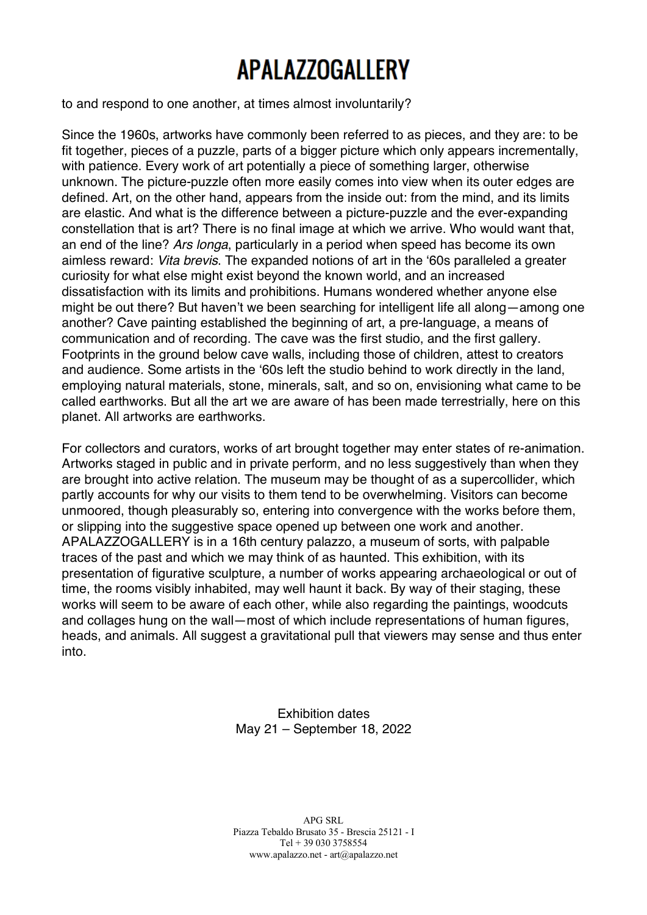to and respond to one another, at times almost involuntarily?

Since the 1960s, artworks have commonly been referred to as pieces, and they are: to be fit together, pieces of a puzzle, parts of a bigger picture which only appears incrementally, with patience. Every work of art potentially a piece of something larger, otherwise unknown. The picture-puzzle often more easily comes into view when its outer edges are defined. Art, on the other hand, appears from the inside out: from the mind, and its limits are elastic. And what is the difference between a picture-puzzle and the ever-expanding constellation that is art? There is no final image at which we arrive. Who would want that, an end of the line? *Ars longa*, particularly in a period when speed has become its own aimless reward: *Vita brevis*. The expanded notions of art in the '60s paralleled a greater curiosity for what else might exist beyond the known world, and an increased dissatisfaction with its limits and prohibitions. Humans wondered whether anyone else might be out there? But haven't we been searching for intelligent life all along—among one another? Cave painting established the beginning of art, a pre-language, a means of communication and of recording. The cave was the first studio, and the first gallery. Footprints in the ground below cave walls, including those of children, attest to creators and audience. Some artists in the '60s left the studio behind to work directly in the land, employing natural materials, stone, minerals, salt, and so on, envisioning what came to be called earthworks. But all the art we are aware of has been made terrestrially, here on this planet. All artworks are earthworks.

For collectors and curators, works of art brought together may enter states of re-animation. Artworks staged in public and in private perform, and no less suggestively than when they are brought into active relation. The museum may be thought of as a supercollider, which partly accounts for why our visits to them tend to be overwhelming. Visitors can become unmoored, though pleasurably so, entering into convergence with the works before them, or slipping into the suggestive space opened up between one work and another. APALAZZOGALLERY is in a 16th century palazzo, a museum of sorts, with palpable traces of the past and which we may think of as haunted. This exhibition, with its presentation of figurative sculpture, a number of works appearing archaeological or out of time, the rooms visibly inhabited, may well haunt it back. By way of their staging, these works will seem to be aware of each other, while also regarding the paintings, woodcuts and collages hung on the wall—most of which include representations of human figures, heads, and animals. All suggest a gravitational pull that viewers may sense and thus enter into.

Exhibition dates
May 21 – September 18, 2022